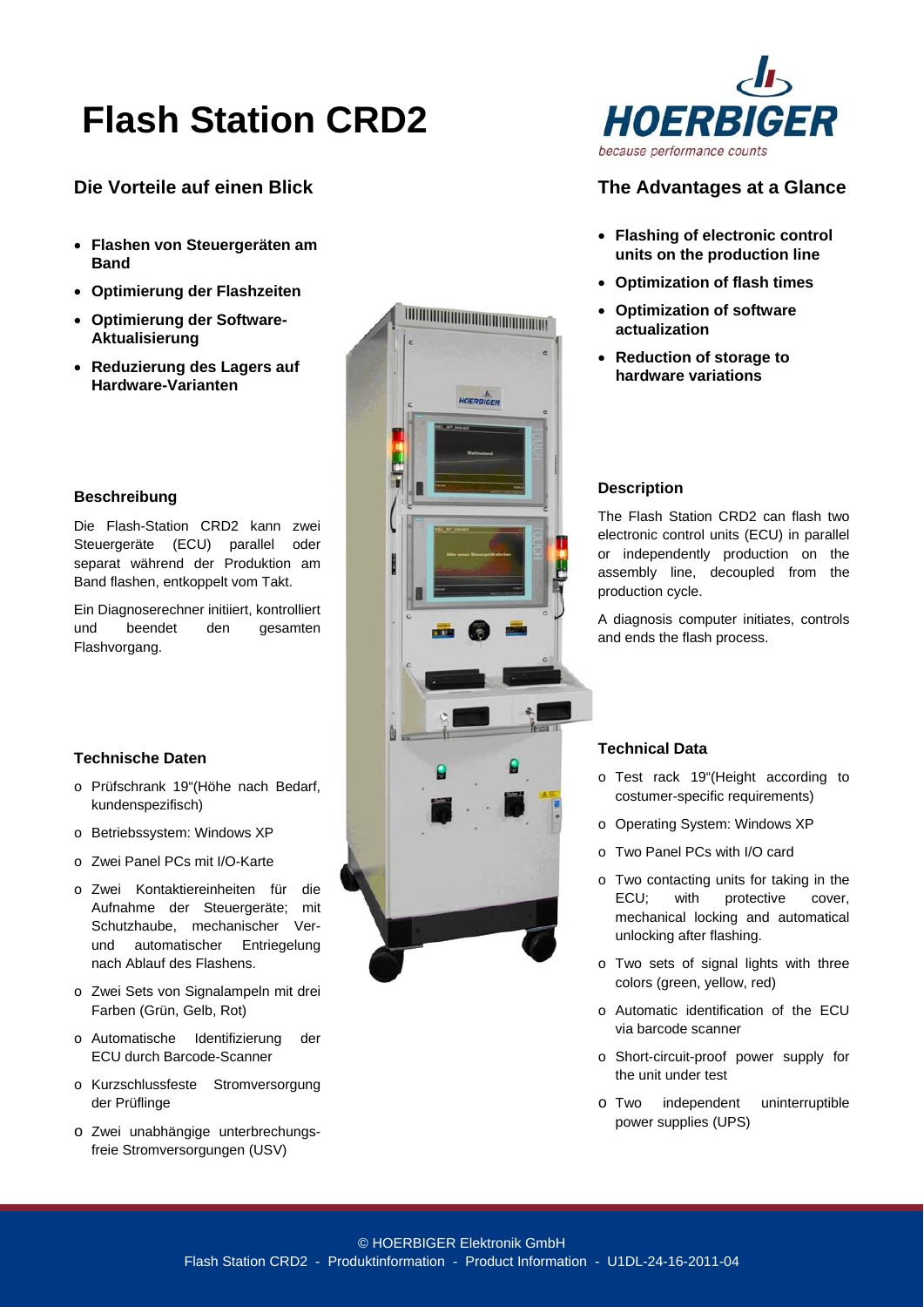# Flash Station CRD2

HOERBIGER
because performance counts

## Die Vorteile auf einen Blick

- **Flashen von Steuergeräten am Band**
- **Optimierung der Flashzeiten**
- **Optimierung der Software-Aktualisierung**
- **Reduzierung des Lagers auf Hardware-Varianten**

### Beschreibung

Die Flash-Station CRD2 kann zwei Steuergeräte (ECU) parallel oder separat während der Produktion am Band flashen, entkoppelt vom Takt.

Ein Diagnoserechner initiiert, kontrolliert und beendet den gesamten Flashvorgang.

### Technische Daten

- Prüfschrank 19"(Höhe nach Bedarf, kundenspezifisch)
- Betriebssystem: Windows XP
- Zwei Panel PCs mit I/O-Karte
- Zwei Kontaktiereinheiten für die Aufnahme der Steuergeräte; mit Schutzhaube, mechanischer Ver- und automatischer Entriegelung nach Ablauf des Flashens.
- Zwei Sets von Signalampeln mit drei Farben (Grün, Gelb, Rot)
- Automatische Identifizierung der ECU durch Barcode-Scanner
- Kurzschlussfeste Stromversorgung der Prüflinge
- Zwei unabhängige unterbrechungsfreie Stromversorgungen (USV)

## The Advantages at a Glance

- **Flashing of electronic control units on the production line**
- **Optimization of flash times**
- **Optimization of software actualization**
- **Reduction of storage to hardware variations**

### Description

The Flash Station CRD2 can flash two electronic control units (ECU) in parallel or independently production on the assembly line, decoupled from the production cycle.

A diagnosis computer initiates, controls and ends the flash process.

### Technical Data

- Test rack 19"(Height according to costumer-specific requirements)
- Operating System: Windows XP
- Two Panel PCs with I/O card
- Two contacting units for taking in the ECU; with protective cover, mechanical locking and automatical unlocking after flashing.
- Two sets of signal lights with three colors (green, yellow, red)
- Automatic identification of the ECU via barcode scanner
- Short-circuit-proof power supply for the unit under test
- Two independent uninterruptible power supplies (UPS)

© HOERBIGER Elektronik GmbH
Flash Station CRD2 - Produktinformation - Product Information - U1DL-24-16-2011-04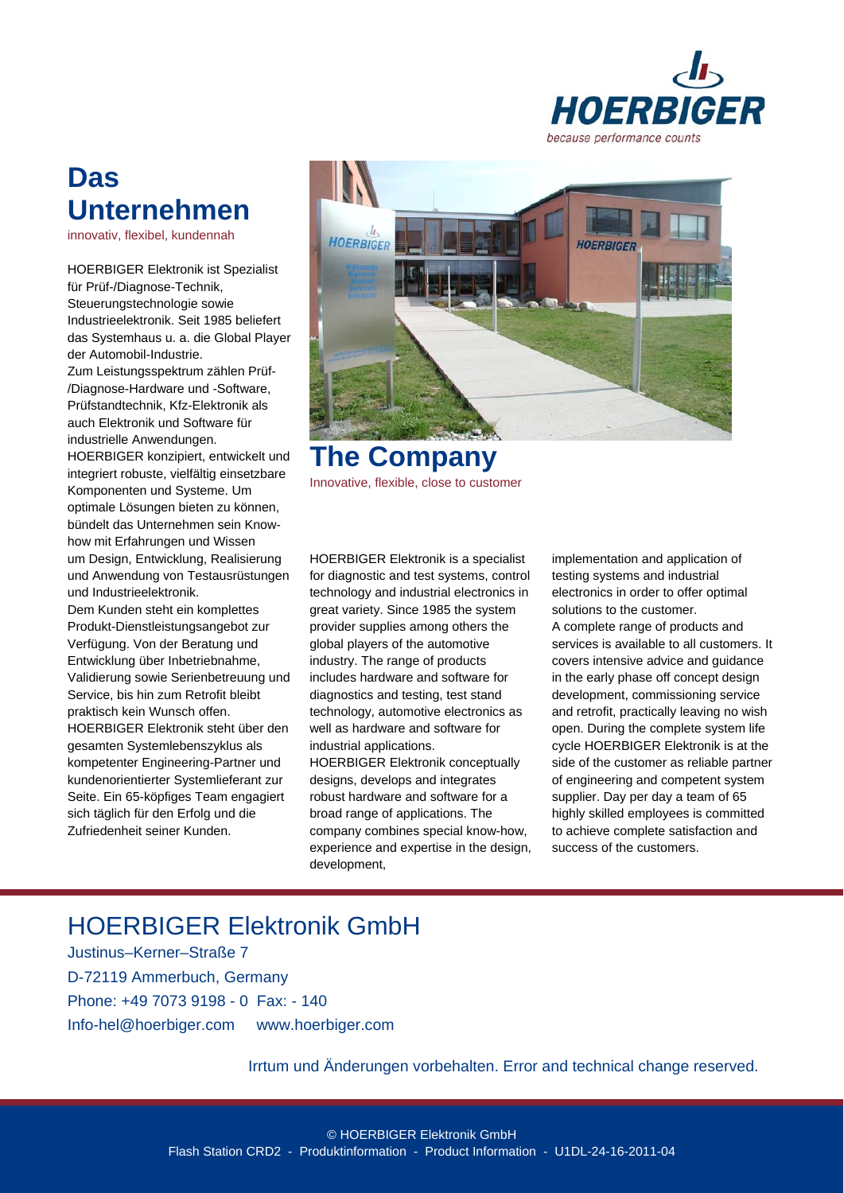HOERBIGER
because performance counts

# Das Unternehmen

innovativ, flexibel, kundennah

HOERBIGER Elektronik ist Spezialist für Prüf-/Diagnose-Technik, Steuerungstechnologie sowie Industrieelektronik. Seit 1985 beliefert das Systemhaus u. a. die Global Player der Automobil-Industrie.
Zum Leistungsspektrum zählen Prüf-/Diagnose-Hardware und -Software, Prüfstandtechnik, Kfz-Elektronik als auch Elektronik und Software für industrielle Anwendungen.
HOERBIGER konzipiert, entwickelt und integriert robuste, vielfältig einsetzbare Komponenten und Systeme. Um optimale Lösungen bieten zu können, bündelt das Unternehmen sein Know-how mit Erfahrungen und Wissen um Design, Entwicklung, Realisierung und Anwendung von Testausrüstungen und Industrieelektronik.
Dem Kunden steht ein komplettes Produkt-Dienstleistungsangebot zur Verfügung. Von der Beratung und Entwicklung über Inbetriebnahme, Validierung sowie Serienbetreuung und Service, bis hin zum Retrofit bleibt praktisch kein Wunsch offen.
HOERBIGER Elektronik steht über den gesamten Systemlebenszyklus als kompetenter Engineering-Partner und kundenorientierter Systemlieferant zur Seite. Ein 65-köpfiges Team engagiert sich täglich für den Erfolg und die Zufriedenheit seiner Kunden.

# The Company

Innovative, flexible, close to customer

HOERBIGER Elektronik is a specialist for diagnostic and test systems, control technology and industrial electronics in great variety. Since 1985 the system provider supplies among others the global players of the automotive industry. The range of products includes hardware and software for diagnostics and testing, test stand technology, automotive electronics as well as hardware and software for industrial applications.
HOERBIGER Elektronik conceptually designs, develops and integrates robust hardware and software for a broad range of applications. The company combines special know-how, experience and expertise in the design, development, implementation and application of testing systems and industrial electronics in order to offer optimal solutions to the customer.
A complete range of products and services is available to all customers. It covers intensive advice and guidance in the early phase off concept design development, commissioning service and retrofit, practically leaving no wish open. During the complete system life cycle HOERBIGER Elektronik is at the side of the customer as reliable partner of engineering and competent system supplier. Day per day a team of 65 highly skilled employees is committed to achieve complete satisfaction and success of the customers.

## HOERBIGER Elektronik GmbH

Justinus–Kerner–Straße 7
D-72119 Ammerbuch, Germany
Phone: +49 7073 9198 - 0 Fax: - 140
Info-hel@hoerbiger.com www.hoerbiger.com

Irrtum und Änderungen vorbehalten. Error and technical change reserved.

© HOERBIGER Elektronik GmbH
Flash Station CRD2 - Produktinformation - Product Information - U1DL-24-16-2011-04